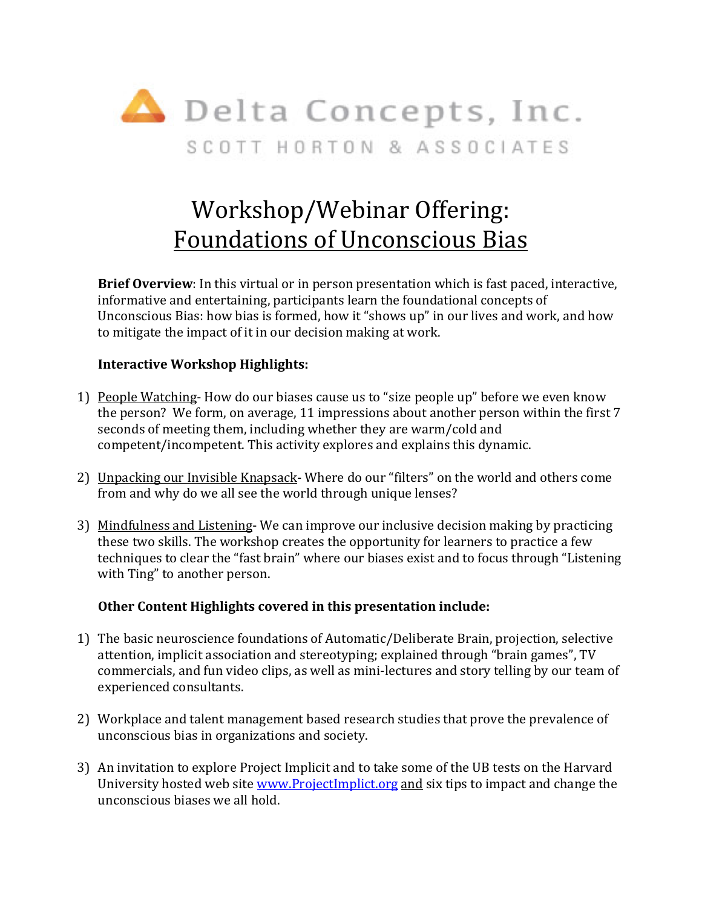Delta Concepts, Inc.

SCOTT HORTON & ASSOCIATES

# Workshop/Webinar Offering: Foundations of Unconscious Bias

**Brief Overview**: In this virtual or in person presentation which is fast paced, interactive, informative and entertaining, participants learn the foundational concepts of Unconscious Bias: how bias is formed, how it "shows up" in our lives and work, and how to mitigate the impact of it in our decision making at work.

**Interactive Workshop Highlights:**

1) People Watching- How do our biases cause us to "size people up" before we even know the person? We form, on average, 11 impressions about another person within the first 7 seconds of meeting them, including whether they are warm/cold and competent/incompetent. This activity explores and explains this dynamic.

2) Unpacking our Invisible Knapsack- Where do our "filters" on the world and others come from and why do we all see the world through unique lenses?

3) Mindfulness and Listening- We can improve our inclusive decision making by practicing these two skills. The workshop creates the opportunity for learners to practice a few techniques to clear the "fast brain" where our biases exist and to focus through "Listening with Ting" to another person.

**Other Content Highlights covered in this presentation include:**

1) The basic neuroscience foundations of Automatic/Deliberate Brain, projection, selective attention, implicit association and stereotyping; explained through "brain games", TV commercials, and fun video clips, as well as mini-lectures and story telling by our team of experienced consultants.

2) Workplace and talent management based research studies that prove the prevalence of unconscious bias in organizations and society.

3) An invitation to explore Project Implicit and to take some of the UB tests on the Harvard University hosted web site www.ProjectImplict.org and six tips to impact and change the unconscious biases we all hold.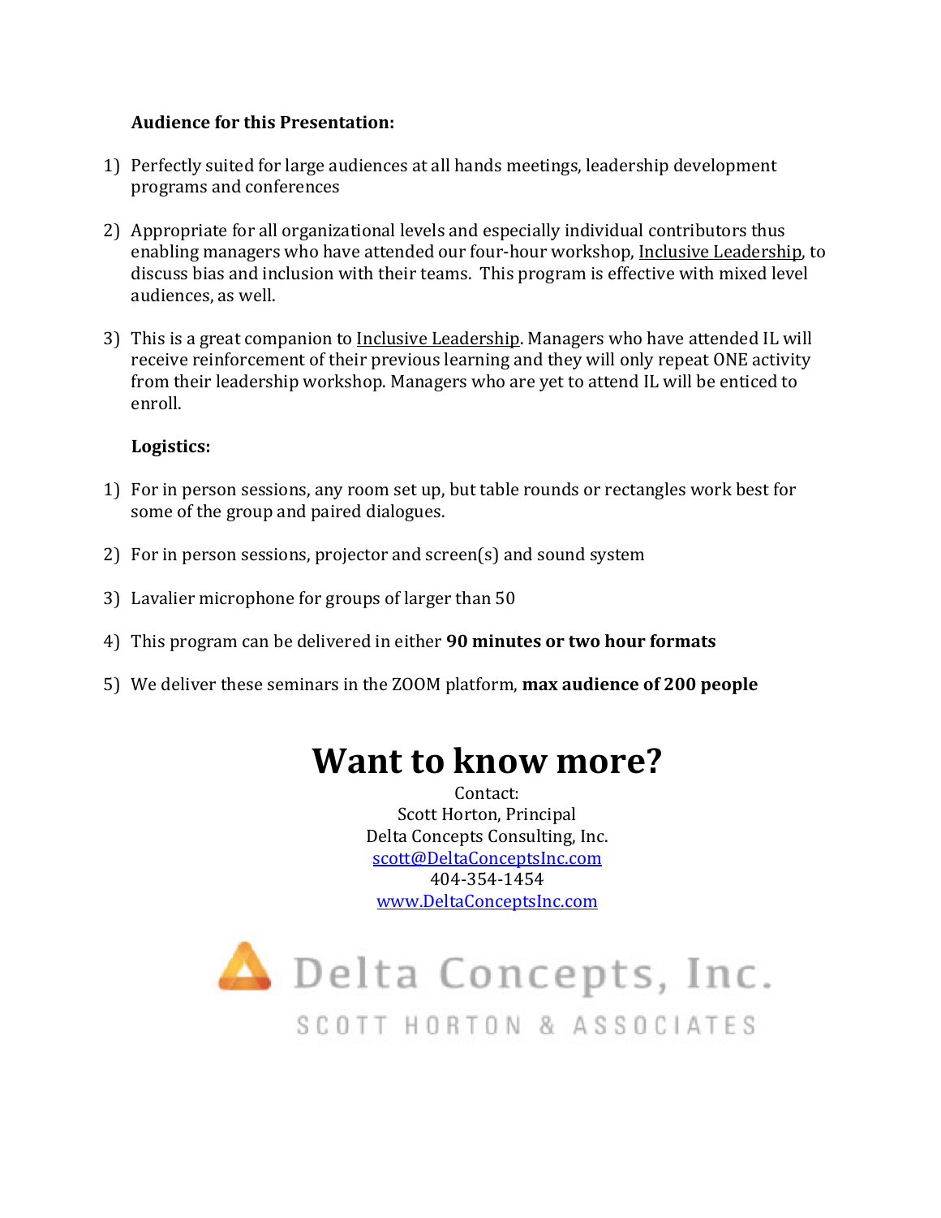**Audience for this Presentation:**

1) Perfectly suited for large audiences at all hands meetings, leadership development programs and conferences

2) Appropriate for all organizational levels and especially individual contributors thus enabling managers who have attended our four-hour workshop, Inclusive Leadership, to discuss bias and inclusion with their teams. This program is effective with mixed level audiences, as well.

3) This is a great companion to Inclusive Leadership. Managers who have attended IL will receive reinforcement of their previous learning and they will only repeat ONE activity from their leadership workshop. Managers who are yet to attend IL will be enticed to enroll.

**Logistics:**

1) For in person sessions, any room set up, but table rounds or rectangles work best for some of the group and paired dialogues.

2) For in person sessions, projector and screen(s) and sound system

3) Lavalier microphone for groups of larger than 50

4) This program can be delivered in either **90 minutes or two hour formats**

5) We deliver these seminars in the ZOOM platform, **max audience of 200 people**

# Want to know more?

Contact:
Scott Horton, Principal
Delta Concepts Consulting, Inc.
scott@DeltaConceptsInc.com
404-354-1454
www.DeltaConceptsInc.com

Delta Concepts, Inc.
SCOTT HORTON & ASSOCIATES